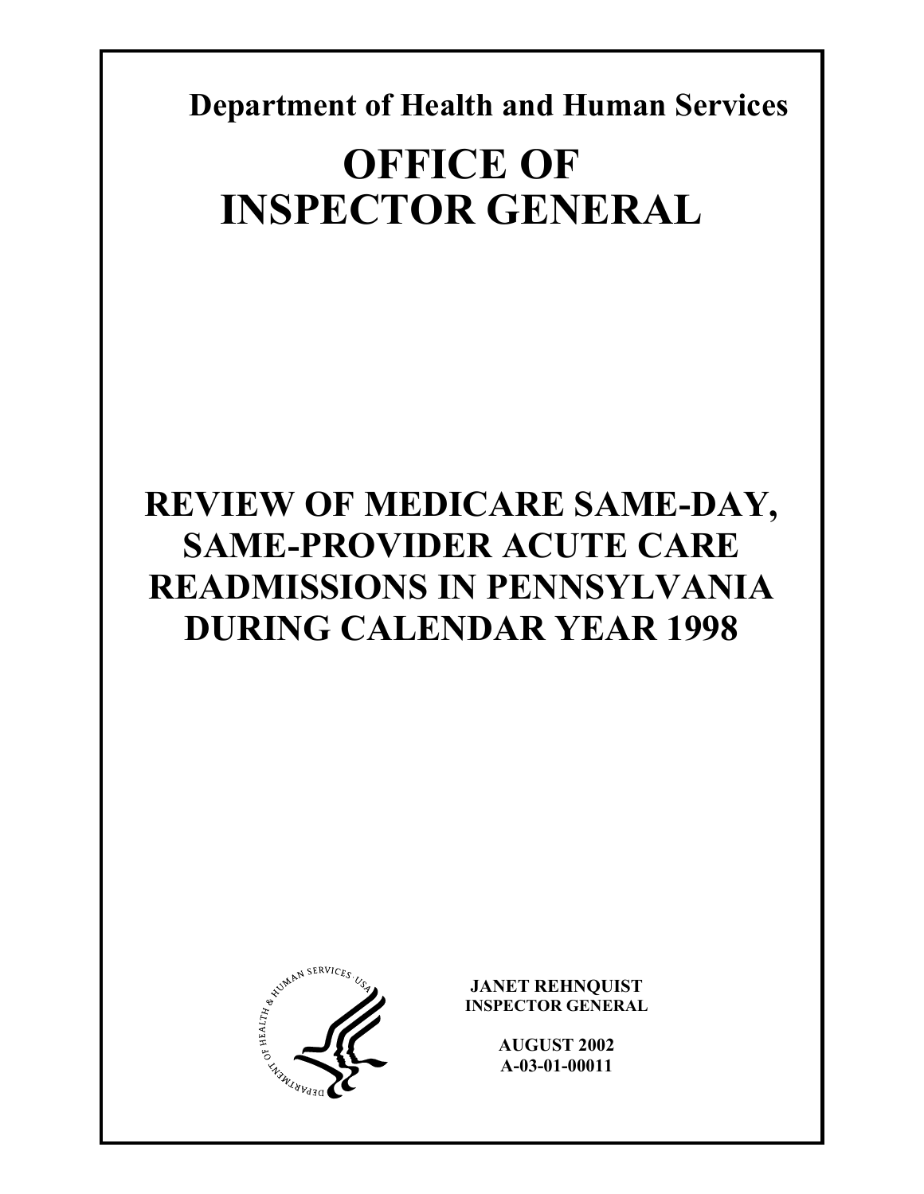**Department of Health and Human Services**

# OFFICE OF INSPECTOR GENERAL

# REVIEW OF MEDICARE SAME-DAY, SAME-PROVIDER ACUTE CARE READMISSIONS IN PENNSYLVANIA DURING CALENDAR YEAR 1998

**JANET REHNQUIST**
**INSPECTOR GENERAL**

**AUGUST 2002**
**A-03-01-00011**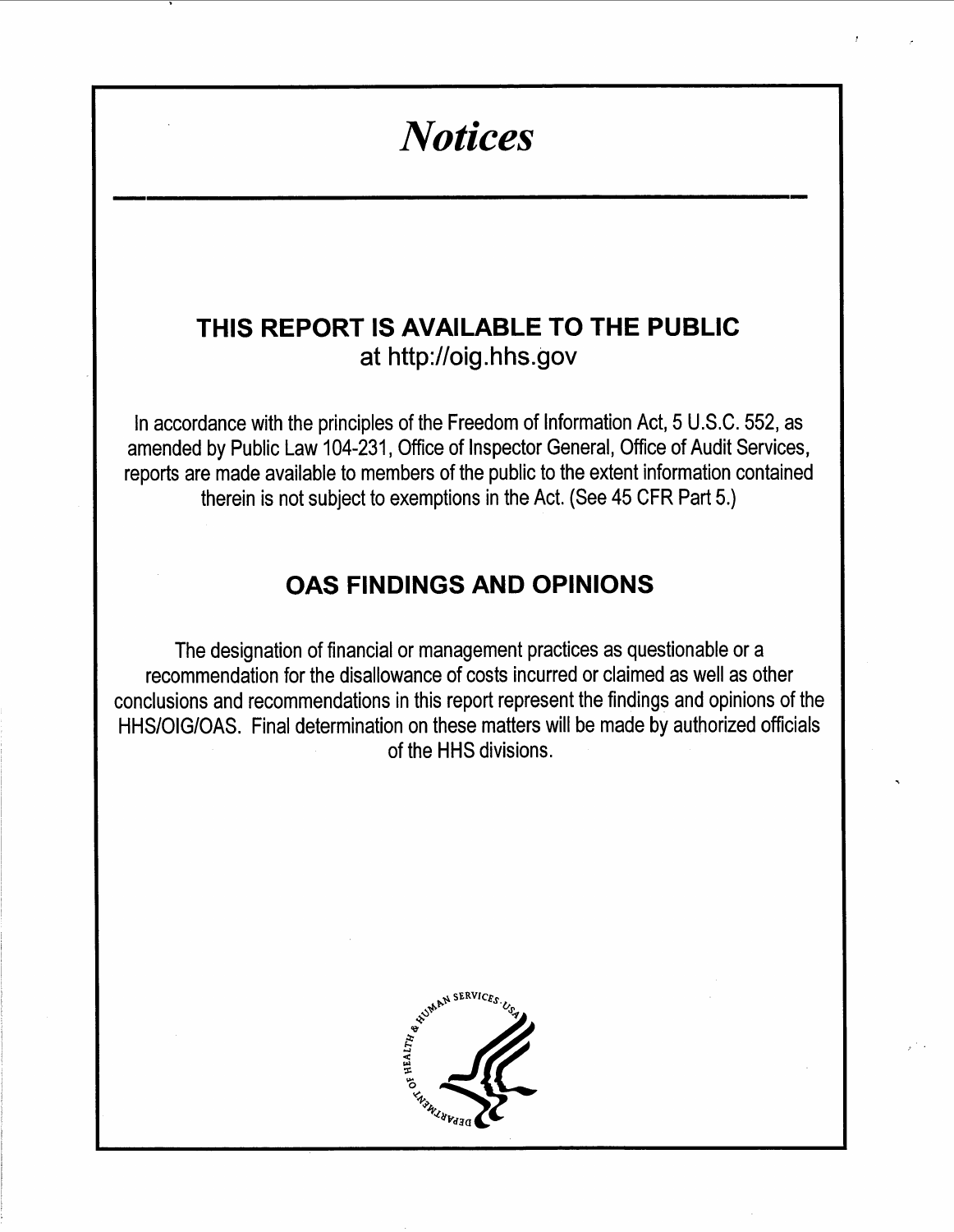# *Notices*

## THIS REPORT IS AVAILABLE TO THE PUBLIC

at http://oig.hhs.gov

In accordance with the principles of the Freedom of Information Act, 5 U.S.C. 552, as amended by Public Law 104-231, Office of Inspector General, Office of Audit Services, reports are made available to members of the public to the extent information contained therein is not subject to exemptions in the Act. (See 45 CFR Part 5.)

## OAS FINDINGS AND OPINIONS

The designation of financial or management practices as questionable or a recommendation for the disallowance of costs incurred or claimed as well as other conclusions and recommendations in this report represent the findings and opinions of the HHS/OIG/OAS. Final determination on these matters will be made by authorized officials of the HHS divisions.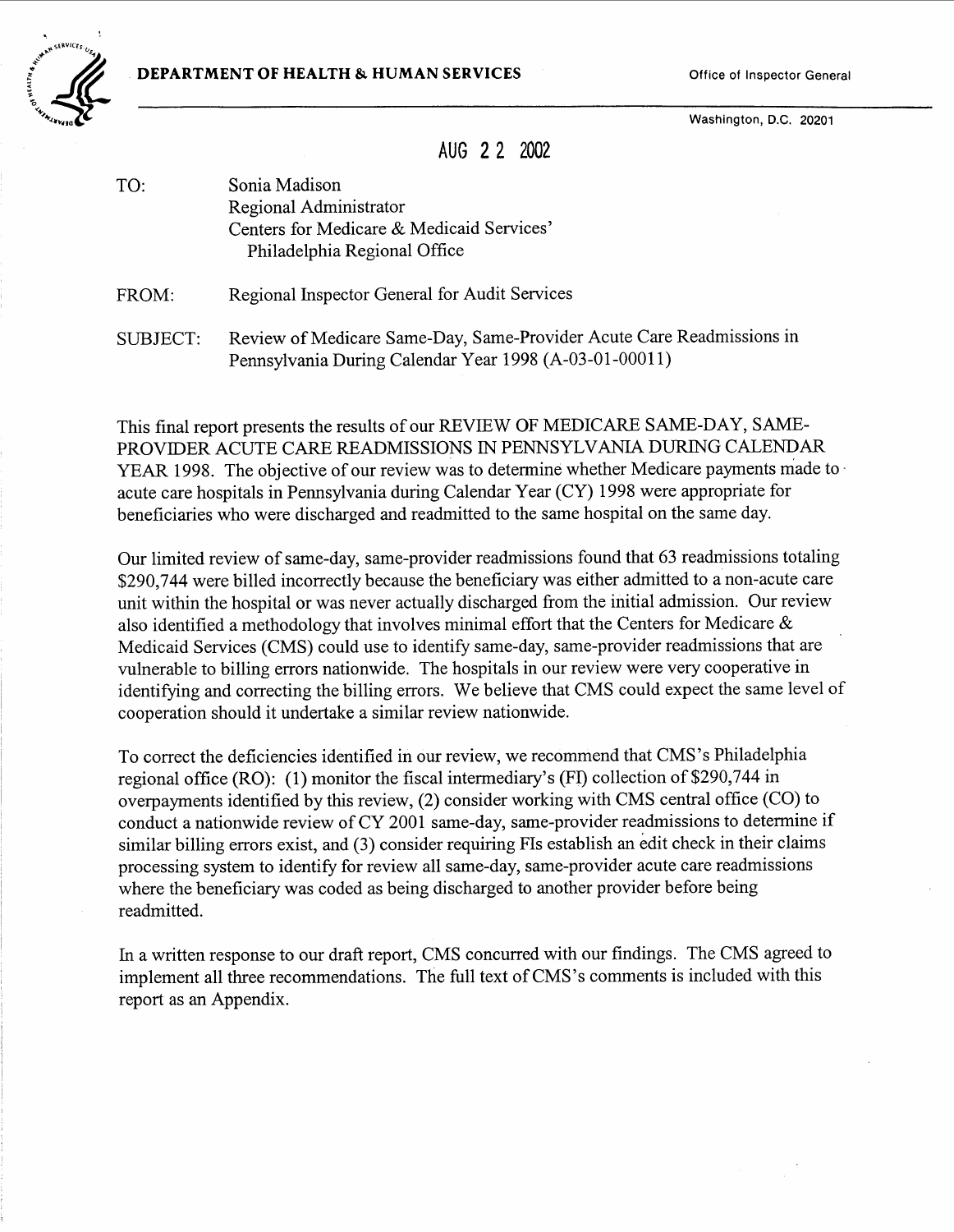**DEPARTMENT OF HEALTH & HUMAN SERVICES**

Office of Inspector General

Washington, D.C. 20201

AUG 2 2 2002

TO: Sonia Madison
Regional Administrator
Centers for Medicare & Medicaid Services'
Philadelphia Regional Office

FROM: Regional Inspector General for Audit Services

SUBJECT: Review of Medicare Same-Day, Same-Provider Acute Care Readmissions in Pennsylvania During Calendar Year 1998 (A-03-01-00011)

This final report presents the results of our REVIEW OF MEDICARE SAME-DAY, SAME-PROVIDER ACUTE CARE READMISSIONS IN PENNSYLVANIA DURING CALENDAR YEAR 1998. The objective of our review was to determine whether Medicare payments made to acute care hospitals in Pennsylvania during Calendar Year (CY) 1998 were appropriate for beneficiaries who were discharged and readmitted to the same hospital on the same day.

Our limited review of same-day, same-provider readmissions found that 63 readmissions totaling $290,744 were billed incorrectly because the beneficiary was either admitted to a non-acute care unit within the hospital or was never actually discharged from the initial admission. Our review also identified a methodology that involves minimal effort that the Centers for Medicare & Medicaid Services (CMS) could use to identify same-day, same-provider readmissions that are vulnerable to billing errors nationwide. The hospitals in our review were very cooperative in identifying and correcting the billing errors. We believe that CMS could expect the same level of cooperation should it undertake a similar review nationwide.

To correct the deficiencies identified in our review, we recommend that CMS's Philadelphia regional office (RO): (1) monitor the fiscal intermediary's (FI) collection of $290,744 in overpayments identified by this review, (2) consider working with CMS central office (CO) to conduct a nationwide review of CY 2001 same-day, same-provider readmissions to determine if similar billing errors exist, and (3) consider requiring FIs establish an edit check in their claims processing system to identify for review all same-day, same-provider acute care readmissions where the beneficiary was coded as being discharged to another provider before being readmitted.

In a written response to our draft report, CMS concurred with our findings. The CMS agreed to implement all three recommendations. The full text of CMS's comments is included with this report as an Appendix.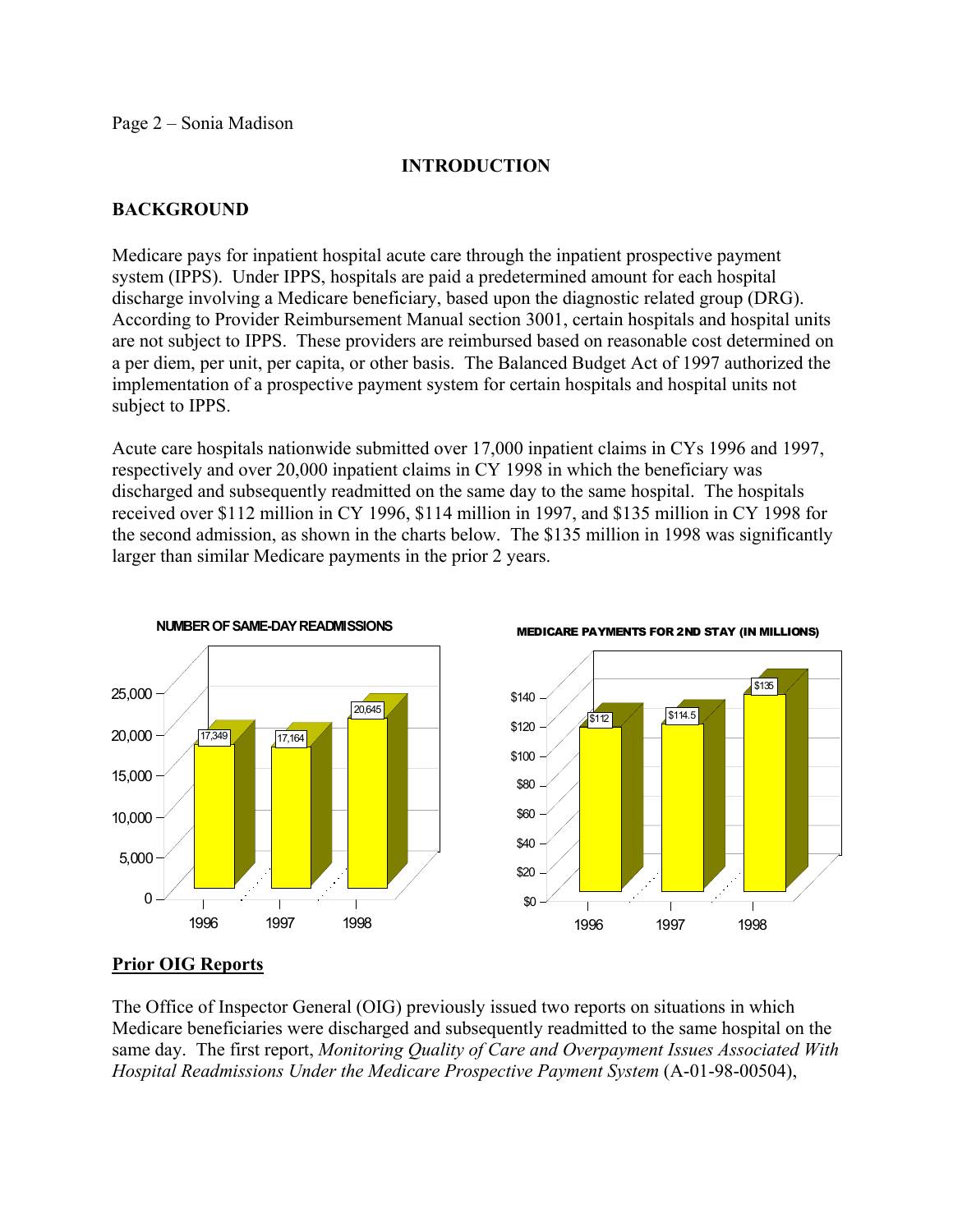Page 2 – Sonia Madison

# INTRODUCTION

## BACKGROUND

Medicare pays for inpatient hospital acute care through the inpatient prospective payment system (IPPS). Under IPPS, hospitals are paid a predetermined amount for each hospital discharge involving a Medicare beneficiary, based upon the diagnostic related group (DRG). According to Provider Reimbursement Manual section 3001, certain hospitals and hospital units are not subject to IPPS. These providers are reimbursed based on reasonable cost determined on a per diem, per unit, per capita, or other basis. The Balanced Budget Act of 1997 authorized the implementation of a prospective payment system for certain hospitals and hospital units not subject to IPPS.

Acute care hospitals nationwide submitted over 17,000 inpatient claims in CYs 1996 and 1997, respectively and over 20,000 inpatient claims in CY 1998 in which the beneficiary was discharged and subsequently readmitted on the same day to the same hospital. The hospitals received over $112 million in CY 1996, $114 million in 1997, and $135 million in CY 1998 for the second admission, as shown in the charts below. The $135 million in 1998 was significantly larger than similar Medicare payments in the prior 2 years.

**NUMBER OF SAME-DAY READMISSIONS**

| Year | Readmissions |
|---|---|
| 1996 | 17,349 |
| 1997 | 17,164 |
| 1998 | 20,645 |

**MEDICARE PAYMENTS FOR 2ND STAY (IN MILLIONS)**

| Year | Payments |
|---|---|
| 1996 | $112 |
| 1997 | $114.5 |
| 1998 | $135 |

### Prior OIG Reports

The Office of Inspector General (OIG) previously issued two reports on situations in which Medicare beneficiaries were discharged and subsequently readmitted to the same hospital on the same day. The first report, *Monitoring Quality of Care and Overpayment Issues Associated With Hospital Readmissions Under the Medicare Prospective Payment System* (A-01-98-00504),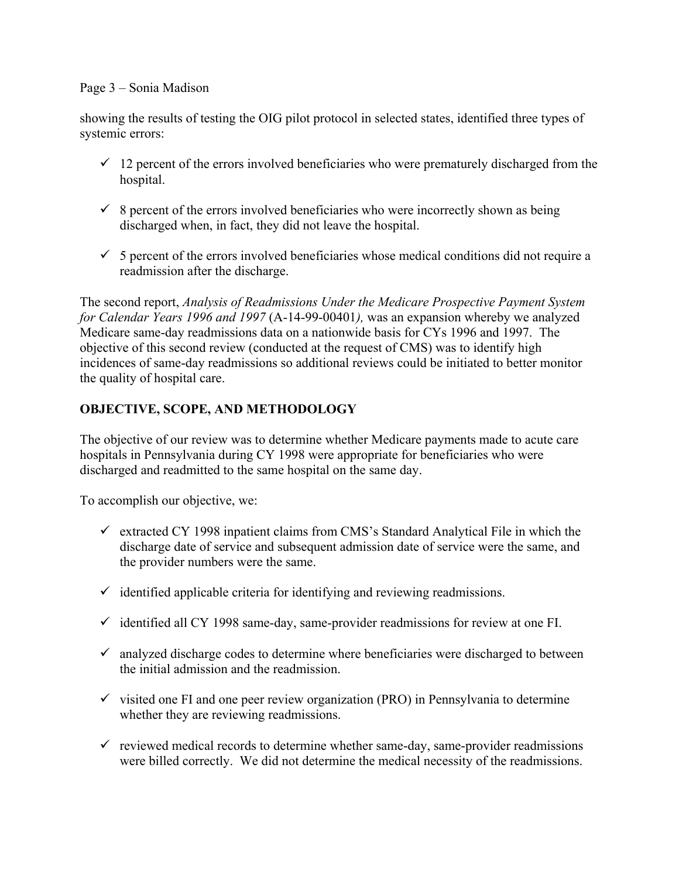showing the results of testing the OIG pilot protocol in selected states, identified three types of systemic errors:

- ✓ 12 percent of the errors involved beneficiaries who were prematurely discharged from the hospital.
- ✓ 8 percent of the errors involved beneficiaries who were incorrectly shown as being discharged when, in fact, they did not leave the hospital.
- ✓ 5 percent of the errors involved beneficiaries whose medical conditions did not require a readmission after the discharge.

The second report, *Analysis of Readmissions Under the Medicare Prospective Payment System for Calendar Years 1996 and 1997* (A-14-99-00401*),* was an expansion whereby we analyzed Medicare same-day readmissions data on a nationwide basis for CYs 1996 and 1997. The objective of this second review (conducted at the request of CMS) was to identify high incidences of same-day readmissions so additional reviews could be initiated to better monitor the quality of hospital care.

## OBJECTIVE, SCOPE, AND METHODOLOGY

The objective of our review was to determine whether Medicare payments made to acute care hospitals in Pennsylvania during CY 1998 were appropriate for beneficiaries who were discharged and readmitted to the same hospital on the same day.

To accomplish our objective, we:

- ✓ extracted CY 1998 inpatient claims from CMS's Standard Analytical File in which the discharge date of service and subsequent admission date of service were the same, and the provider numbers were the same.
- ✓ identified applicable criteria for identifying and reviewing readmissions.
- ✓ identified all CY 1998 same-day, same-provider readmissions for review at one FI.
- ✓ analyzed discharge codes to determine where beneficiaries were discharged to between the initial admission and the readmission.
- ✓ visited one FI and one peer review organization (PRO) in Pennsylvania to determine whether they are reviewing readmissions.
- ✓ reviewed medical records to determine whether same-day, same-provider readmissions were billed correctly. We did not determine the medical necessity of the readmissions.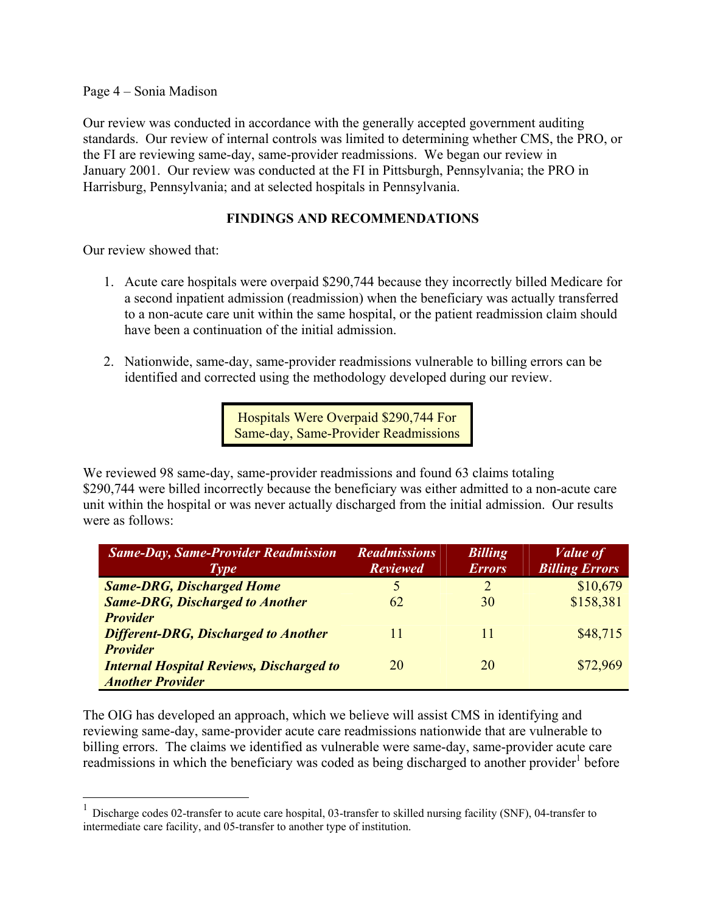Our review was conducted in accordance with the generally accepted government auditing standards. Our review of internal controls was limited to determining whether CMS, the PRO, or the FI are reviewing same-day, same-provider readmissions. We began our review in January 2001. Our review was conducted at the FI in Pittsburgh, Pennsylvania; the PRO in Harrisburg, Pennsylvania; and at selected hospitals in Pennsylvania.

## FINDINGS AND RECOMMENDATIONS

Our review showed that:

1. Acute care hospitals were overpaid $290,744 because they incorrectly billed Medicare for a second inpatient admission (readmission) when the beneficiary was actually transferred to a non-acute care unit within the same hospital, or the patient readmission claim should have been a continuation of the initial admission.

2. Nationwide, same-day, same-provider readmissions vulnerable to billing errors can be identified and corrected using the methodology developed during our review.

### Hospitals Were Overpaid $290,744 For Same-day, Same-Provider Readmissions

We reviewed 98 same-day, same-provider readmissions and found 63 claims totaling $290,744 were billed incorrectly because the beneficiary was either admitted to a non-acute care unit within the hospital or was never actually discharged from the initial admission. Our results were as follows:

| Same-Day, Same-Provider Readmission Type | Readmissions Reviewed | Billing Errors | Value of Billing Errors |
|---|---|---|---|
| ***Same-DRG, Discharged Home*** | 5 | 2 | $10,679 |
| ***Same-DRG, Discharged to Another Provider*** | 62 | 30 | $158,381 |
| ***Different-DRG, Discharged to Another Provider*** | 11 | 11 | $48,715 |
| ***Internal Hospital Reviews, Discharged to Another Provider*** | 20 | 20 | $72,969 |

The OIG has developed an approach, which we believe will assist CMS in identifying and reviewing same-day, same-provider acute care readmissions nationwide that are vulnerable to billing errors. The claims we identified as vulnerable were same-day, same-provider acute care readmissions in which the beneficiary was coded as being discharged to another provider[1] before

[1] Discharge codes 02-transfer to acute care hospital, 03-transfer to skilled nursing facility (SNF), 04-transfer to intermediate care facility, and 05-transfer to another type of institution.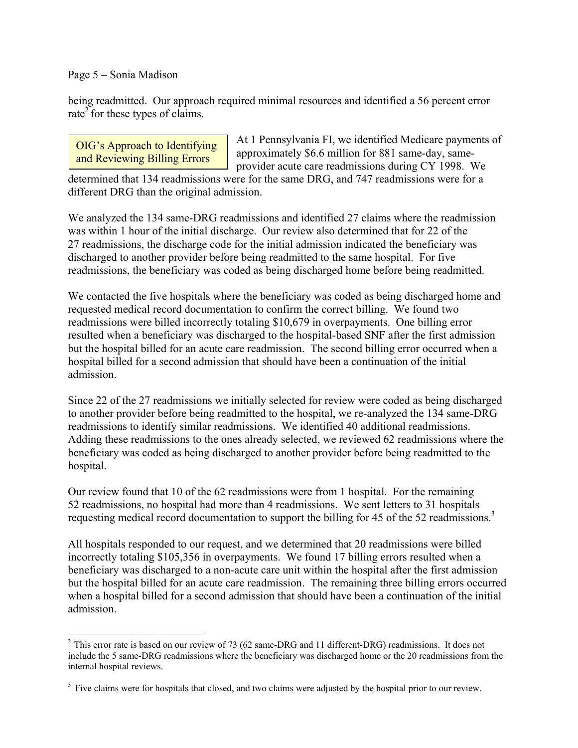being readmitted. Our approach required minimal resources and identified a 56 percent error rate[2] for these types of claims.

**OIG's Approach to Identifying and Reviewing Billing Errors**

At 1 Pennsylvania FI, we identified Medicare payments of approximately $6.6 million for 881 same-day, same-provider acute care readmissions during CY 1998. We determined that 134 readmissions were for the same DRG, and 747 readmissions were for a different DRG than the original admission.

We analyzed the 134 same-DRG readmissions and identified 27 claims where the readmission was within 1 hour of the initial discharge. Our review also determined that for 22 of the 27 readmissions, the discharge code for the initial admission indicated the beneficiary was discharged to another provider before being readmitted to the same hospital. For five readmissions, the beneficiary was coded as being discharged home before being readmitted.

We contacted the five hospitals where the beneficiary was coded as being discharged home and requested medical record documentation to confirm the correct billing. We found two readmissions were billed incorrectly totaling $10,679 in overpayments. One billing error resulted when a beneficiary was discharged to the hospital-based SNF after the first admission but the hospital billed for an acute care readmission. The second billing error occurred when a hospital billed for a second admission that should have been a continuation of the initial admission.

Since 22 of the 27 readmissions we initially selected for review were coded as being discharged to another provider before being readmitted to the hospital, we re-analyzed the 134 same-DRG readmissions to identify similar readmissions. We identified 40 additional readmissions. Adding these readmissions to the ones already selected, we reviewed 62 readmissions where the beneficiary was coded as being discharged to another provider before being readmitted to the hospital.

Our review found that 10 of the 62 readmissions were from 1 hospital. For the remaining 52 readmissions, no hospital had more than 4 readmissions. We sent letters to 31 hospitals requesting medical record documentation to support the billing for 45 of the 52 readmissions.[3]

All hospitals responded to our request, and we determined that 20 readmissions were billed incorrectly totaling $105,356 in overpayments. We found 17 billing errors resulted when a beneficiary was discharged to a non-acute care unit within the hospital after the first admission but the hospital billed for an acute care readmission. The remaining three billing errors occurred when a hospital billed for a second admission that should have been a continuation of the initial admission.

---

[2] This error rate is based on our review of 73 (62 same-DRG and 11 different-DRG) readmissions. It does not include the 5 same-DRG readmissions where the beneficiary was discharged home or the 20 readmissions from the internal hospital reviews.

[3] Five claims were for hospitals that closed, and two claims were adjusted by the hospital prior to our review.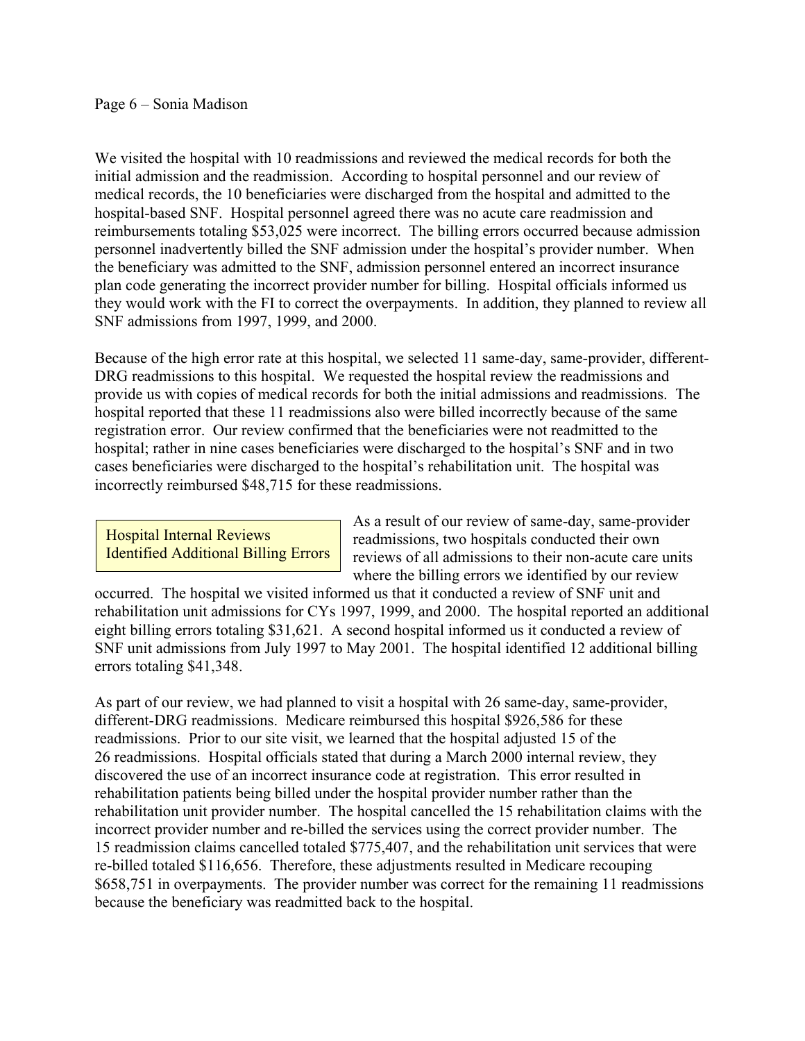We visited the hospital with 10 readmissions and reviewed the medical records for both the initial admission and the readmission. According to hospital personnel and our review of medical records, the 10 beneficiaries were discharged from the hospital and admitted to the hospital-based SNF. Hospital personnel agreed there was no acute care readmission and reimbursements totaling $53,025 were incorrect. The billing errors occurred because admission personnel inadvertently billed the SNF admission under the hospital's provider number. When the beneficiary was admitted to the SNF, admission personnel entered an incorrect insurance plan code generating the incorrect provider number for billing. Hospital officials informed us they would work with the FI to correct the overpayments. In addition, they planned to review all SNF admissions from 1997, 1999, and 2000.

Because of the high error rate at this hospital, we selected 11 same-day, same-provider, different-DRG readmissions to this hospital. We requested the hospital review the readmissions and provide us with copies of medical records for both the initial admissions and readmissions. The hospital reported that these 11 readmissions also were billed incorrectly because of the same registration error. Our review confirmed that the beneficiaries were not readmitted to the hospital; rather in nine cases beneficiaries were discharged to the hospital's SNF and in two cases beneficiaries were discharged to the hospital's rehabilitation unit. The hospital was incorrectly reimbursed $48,715 for these readmissions.

### Hospital Internal Reviews Identified Additional Billing Errors

As a result of our review of same-day, same-provider readmissions, two hospitals conducted their own reviews of all admissions to their non-acute care units where the billing errors we identified by our review occurred. The hospital we visited informed us that it conducted a review of SNF unit and rehabilitation unit admissions for CYs 1997, 1999, and 2000. The hospital reported an additional eight billing errors totaling $31,621. A second hospital informed us it conducted a review of SNF unit admissions from July 1997 to May 2001. The hospital identified 12 additional billing errors totaling $41,348.

As part of our review, we had planned to visit a hospital with 26 same-day, same-provider, different-DRG readmissions. Medicare reimbursed this hospital $926,586 for these readmissions. Prior to our site visit, we learned that the hospital adjusted 15 of the 26 readmissions. Hospital officials stated that during a March 2000 internal review, they discovered the use of an incorrect insurance code at registration. This error resulted in rehabilitation patients being billed under the hospital provider number rather than the rehabilitation unit provider number. The hospital cancelled the 15 rehabilitation claims with the incorrect provider number and re-billed the services using the correct provider number. The 15 readmission claims cancelled totaled $775,407, and the rehabilitation unit services that were re-billed totaled $116,656. Therefore, these adjustments resulted in Medicare recouping $658,751 in overpayments. The provider number was correct for the remaining 11 readmissions because the beneficiary was readmitted back to the hospital.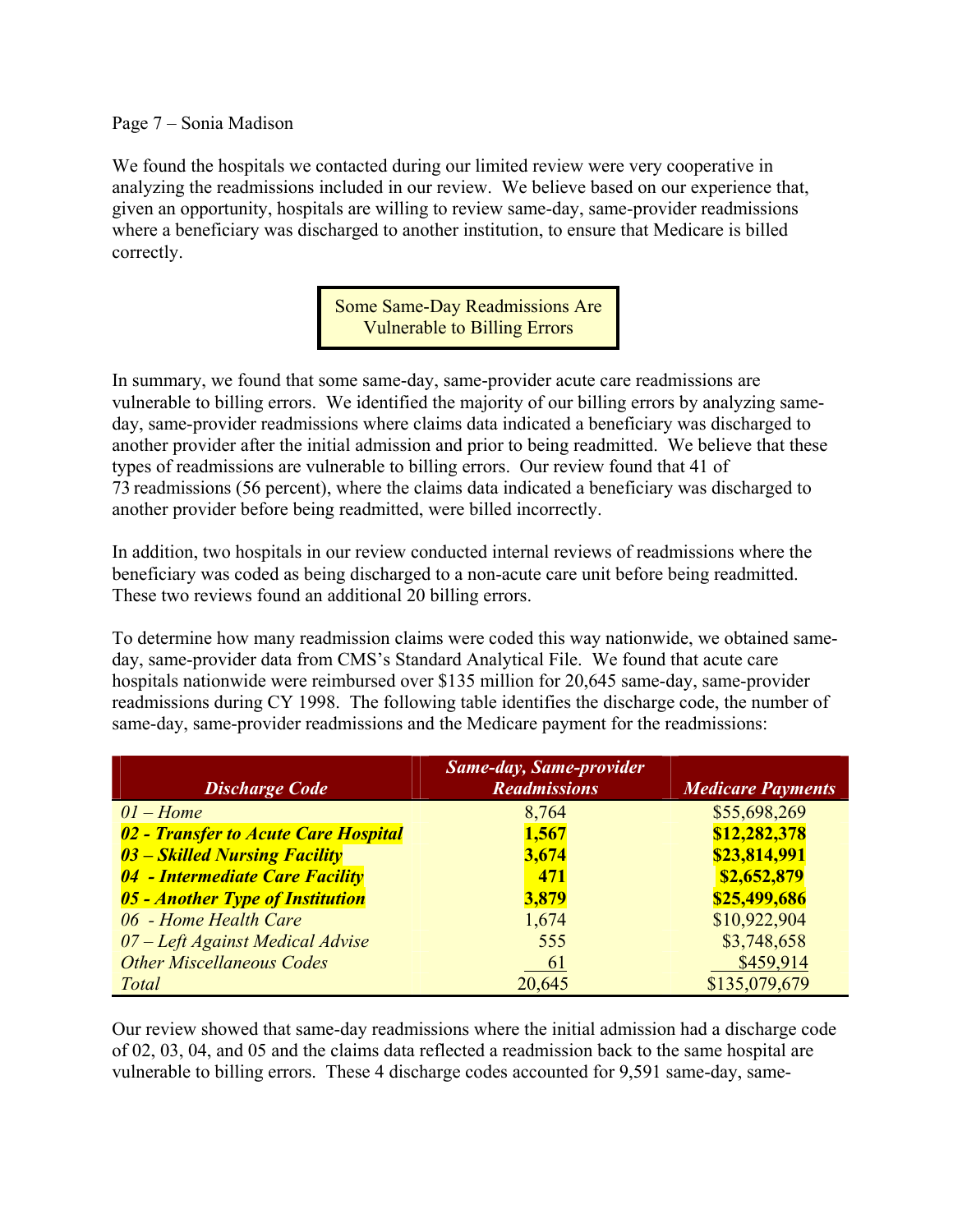We found the hospitals we contacted during our limited review were very cooperative in analyzing the readmissions included in our review. We believe based on our experience that, given an opportunity, hospitals are willing to review same-day, same-provider readmissions where a beneficiary was discharged to another institution, to ensure that Medicare is billed correctly.

## Some Same-Day Readmissions Are Vulnerable to Billing Errors

In summary, we found that some same-day, same-provider acute care readmissions are vulnerable to billing errors. We identified the majority of our billing errors by analyzing same-day, same-provider readmissions where claims data indicated a beneficiary was discharged to another provider after the initial admission and prior to being readmitted. We believe that these types of readmissions are vulnerable to billing errors. Our review found that 41 of 73 readmissions (56 percent), where the claims data indicated a beneficiary was discharged to another provider before being readmitted, were billed incorrectly.

In addition, two hospitals in our review conducted internal reviews of readmissions where the beneficiary was coded as being discharged to a non-acute care unit before being readmitted. These two reviews found an additional 20 billing errors.

To determine how many readmission claims were coded this way nationwide, we obtained same-day, same-provider data from CMS's Standard Analytical File. We found that acute care hospitals nationwide were reimbursed over $135 million for 20,645 same-day, same-provider readmissions during CY 1998. The following table identifies the discharge code, the number of same-day, same-provider readmissions and the Medicare payment for the readmissions:

| *Discharge Code* | *Same-day, Same-provider Readmissions* | *Medicare Payments* |
|---|---|---|
| *01 – Home* | 8,764 | $55,698,269 |
| ***02 - Transfer to Acute Care Hospital*** | **1,567** | **$12,282,378** |
| ***03 – Skilled Nursing Facility*** | **3,674** | **$23,814,991** |
| ***04 - Intermediate Care Facility*** | **471** | **$2,652,879** |
| ***05 - Another Type of Institution*** | **3,879** | **$25,499,686** |
| *06 - Home Health Care* | 1,674 | $10,922,904 |
| *07 – Left Against Medical Advise* | 555 | $3,748,658 |
| *Other Miscellaneous Codes* | 61 | $459,914 |
| *Total* | 20,645 | $135,079,679 |

Our review showed that same-day readmissions where the initial admission had a discharge code of 02, 03, 04, and 05 and the claims data reflected a readmission back to the same hospital are vulnerable to billing errors. These 4 discharge codes accounted for 9,591 same-day, same-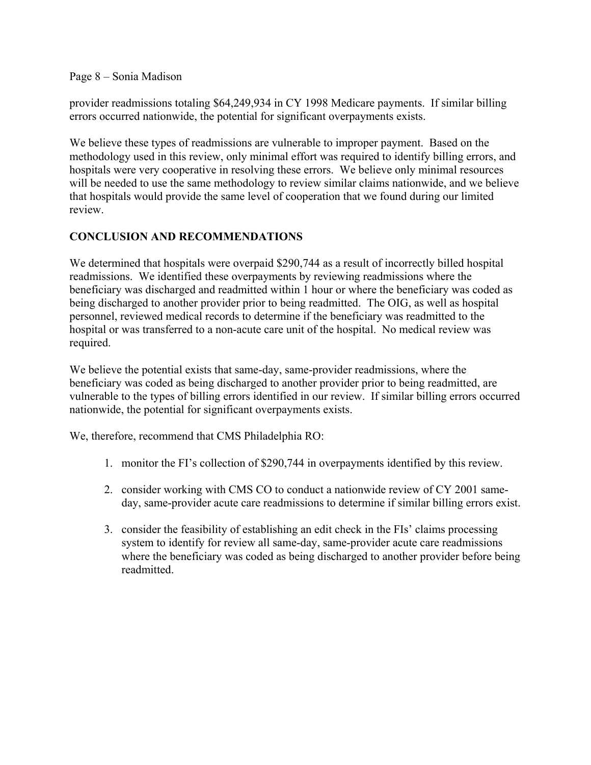provider readmissions totaling $64,249,934 in CY 1998 Medicare payments. If similar billing errors occurred nationwide, the potential for significant overpayments exists.

We believe these types of readmissions are vulnerable to improper payment. Based on the methodology used in this review, only minimal effort was required to identify billing errors, and hospitals were very cooperative in resolving these errors. We believe only minimal resources will be needed to use the same methodology to review similar claims nationwide, and we believe that hospitals would provide the same level of cooperation that we found during our limited review.

## CONCLUSION AND RECOMMENDATIONS

We determined that hospitals were overpaid $290,744 as a result of incorrectly billed hospital readmissions. We identified these overpayments by reviewing readmissions where the beneficiary was discharged and readmitted within 1 hour or where the beneficiary was coded as being discharged to another provider prior to being readmitted. The OIG, as well as hospital personnel, reviewed medical records to determine if the beneficiary was readmitted to the hospital or was transferred to a non-acute care unit of the hospital. No medical review was required.

We believe the potential exists that same-day, same-provider readmissions, where the beneficiary was coded as being discharged to another provider prior to being readmitted, are vulnerable to the types of billing errors identified in our review. If similar billing errors occurred nationwide, the potential for significant overpayments exists.

We, therefore, recommend that CMS Philadelphia RO:

1. monitor the FI's collection of $290,744 in overpayments identified by this review.
2. consider working with CMS CO to conduct a nationwide review of CY 2001 same-day, same-provider acute care readmissions to determine if similar billing errors exist.
3. consider the feasibility of establishing an edit check in the FIs' claims processing system to identify for review all same-day, same-provider acute care readmissions where the beneficiary was coded as being discharged to another provider before being readmitted.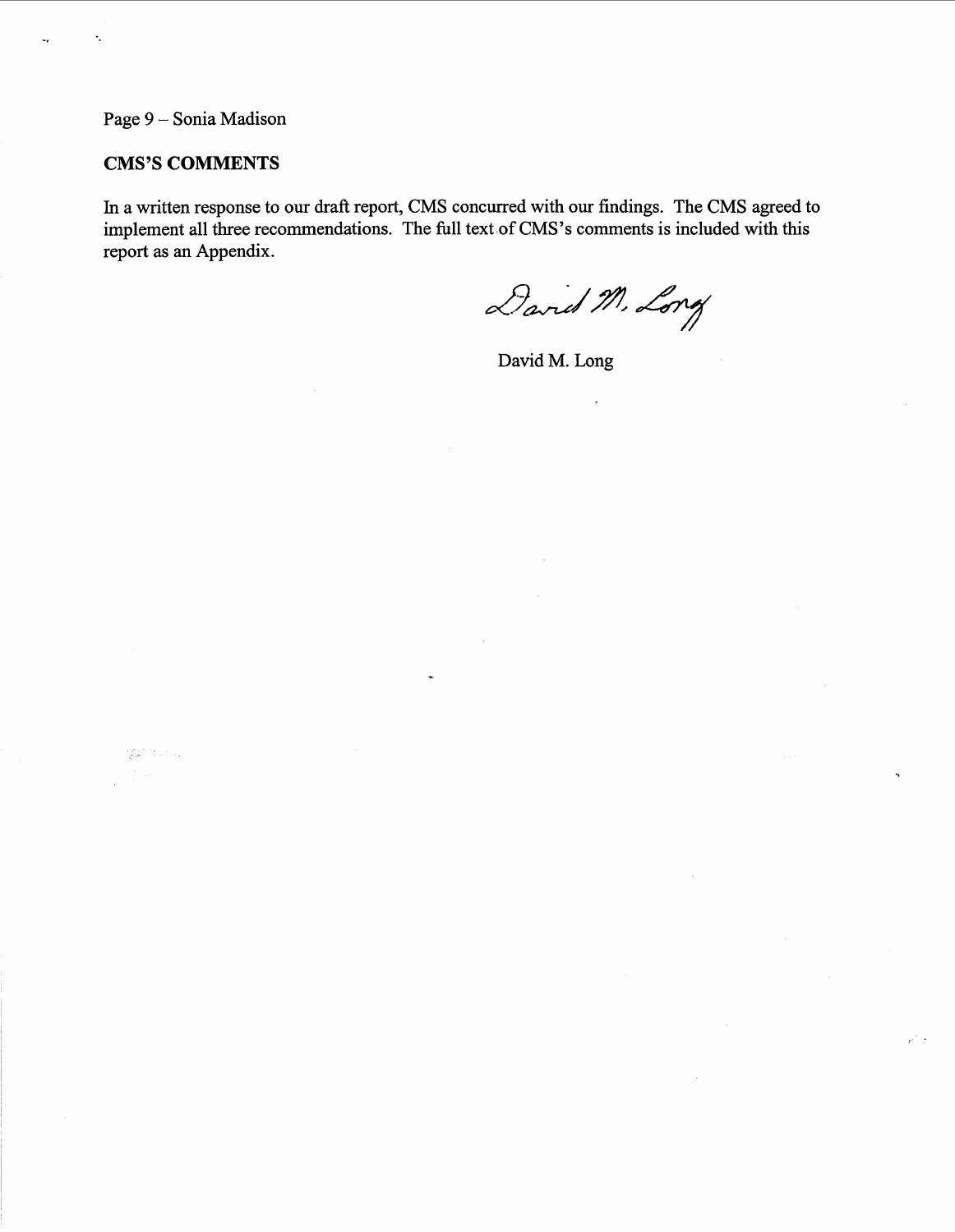## CMS'S COMMENTS

In a written response to our draft report, CMS concurred with our findings. The CMS agreed to implement all three recommendations. The full text of CMS's comments is included with this report as an Appendix.

David M. Long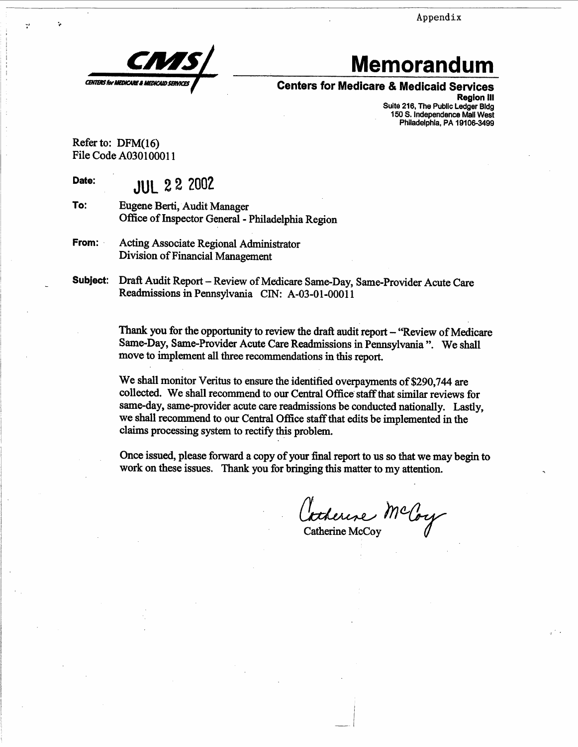Appendix

CMS
CENTERS for MEDICARE & MEDICAID SERVICES

# Memorandum

**Centers for Medicare & Medicaid Services**
**Region III**
Suite 216, The Public Ledger Bldg
150 S. Independence Mall West
Philadelphia, PA 19106-3499

Refer to: DFM(16)
File Code A030100011

**Date:** JUL 22 2002

**To:** Eugene Berti, Audit Manager
Office of Inspector General - Philadelphia Region

**From:** Acting Associate Regional Administrator
Division of Financial Management

**Subject:** Draft Audit Report – Review of Medicare Same-Day, Same-Provider Acute Care Readmissions in Pennsylvania CIN: A-03-01-00011

Thank you for the opportunity to review the draft audit report – "Review of Medicare Same-Day, Same-Provider Acute Care Readmissions in Pennsylvania ". We shall move to implement all three recommendations in this report.

We shall monitor Veritus to ensure the identified overpayments of $290,744 are collected. We shall recommend to our Central Office staff that similar reviews for same-day, same-provider acute care readmissions be conducted nationally. Lastly, we shall recommend to our Central Office staff that edits be implemented in the claims processing system to rectify this problem.

Once issued, please forward a copy of your final report to us so that we may begin to work on these issues. Thank you for bringing this matter to my attention.

Catherine McCoy